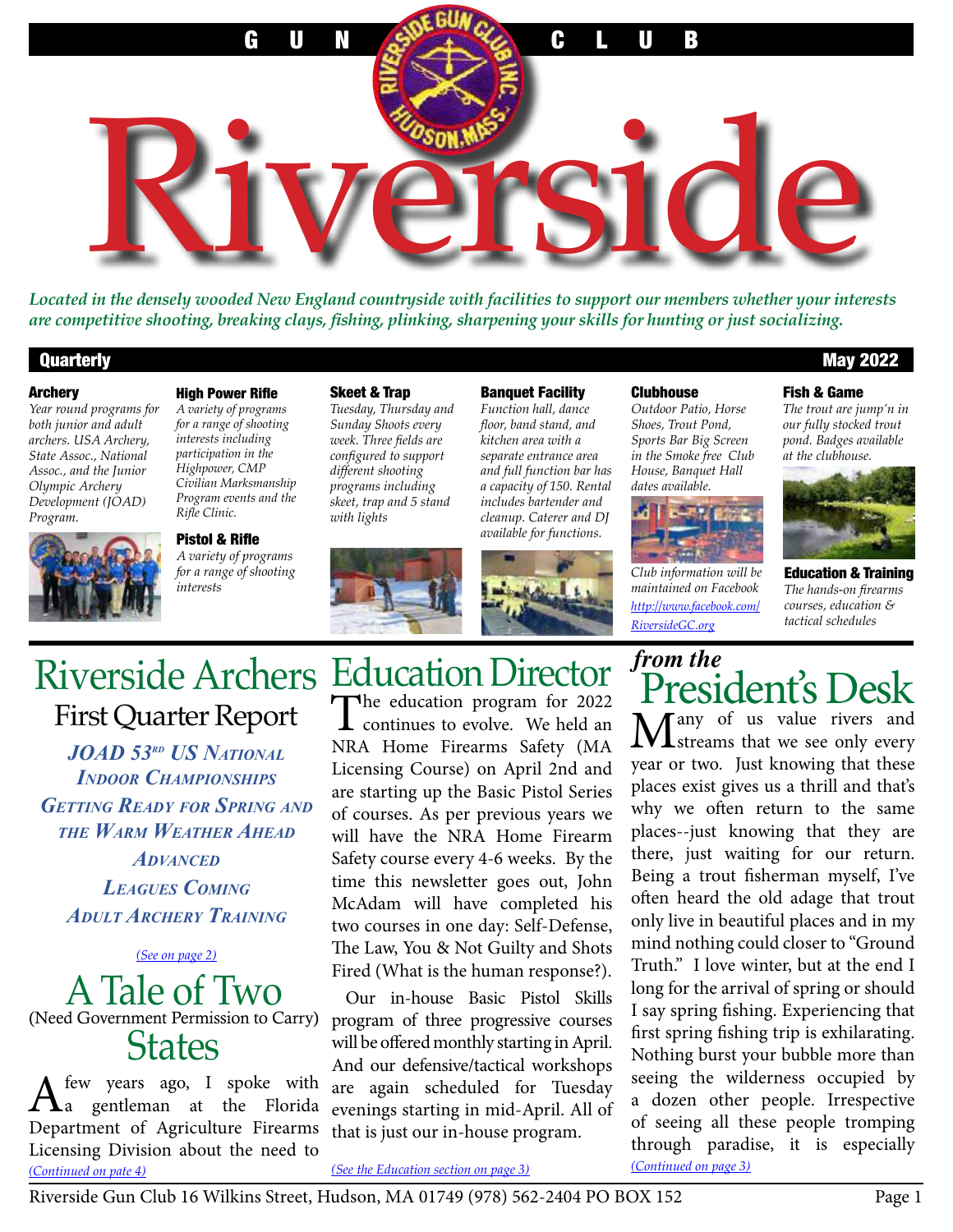# GUN Riverside CLUB

*Located in the densely wooded New England countryside with facilities to support our members whether your interests are competitive shooting, breaking clays, fishing, plinking, sharpening your skills for hunting or just socializing.*

**Quarterly** — **May 2022**

**Archery**
*Year round programs for both junior and adult archers. USA Archery, State Assoc., National Assoc., and the Junior Olympic Archery Development (JOAD) Program.*

**High Power Rifle**
*A variety of programs for a range of shooting interests including participation in the Highpower, CMP Civilian Marksmanship Program events and the Rifle Clinic.*

**Pistol & Rifle**
*A variety of programs for a range of shooting interests*

**Skeet & Trap**
*Tuesday, Thursday and Sunday Shoots every week. Three fields are configured to support different shooting programs including skeet, trap and 5 stand with lights*

**Banquet Facility**
*Function hall, dance floor, band stand, and kitchen area with a separate entrance area and full function bar has a capacity of 150. Rental includes bartender and cleanup. Caterer and DJ available for functions.*

**Clubhouse**
*Outdoor Patio, Horse Shoes, Trout Pond, Sports Bar Big Screen in the Smoke free Club House, Banquet Hall dates available.*

*Club information will be maintained on Facebook [http://www.facebook.com/RiversideGC.org](http://www.facebook.com/RiversideGC.org)*

**Fish & Game**
*The trout are jump'n in our fully stocked trout pond. Badges available at the clubhouse.*

**Education & Training**
*The hands-on firearms courses, education & tactical schedules*

# Riverside Archers

## First Quarter Report

***JOAD 53RD US NATIONAL INDOOR CHAMPIONSHIPS***

***GETTING READY FOR SPRING AND THE WARM WEATHER AHEAD***

***ADVANCED LEAGUES COMING***

***ADULT ARCHERY TRAINING***

*(See on page 2)*

# A Tale of Two (Need Government Permission to Carry) States

A few years ago, I spoke with a gentleman at the Florida Department of Agriculture Firearms Licensing Division about the need to

*(Continued on pate 4)*

# Education Director

The education program for 2022 continues to evolve. We held an NRA Home Firearms Safety (MA Licensing Course) on April 2nd and are starting up the Basic Pistol Series of courses. As per previous years we will have the NRA Home Firearm Safety course every 4-6 weeks. By the time this newsletter goes out, John McAdam will have completed his two courses in one day: Self-Defense, The Law, You & Not Guilty and Shots Fired (What is the human response?).

Our in-house Basic Pistol Skills program of three progressive courses will be offered monthly starting in April. And our defensive/tactical workshops are again scheduled for Tuesday evenings starting in mid-April. All of that is just our in-house program.

*(See the Education section on page 3)*

# *from the* President's Desk

Many of us value rivers and streams that we see only every year or two. Just knowing that these places exist gives us a thrill and that's why we often return to the same places--just knowing that they are there, just waiting for our return. Being a trout fisherman myself, I've often heard the old adage that trout only live in beautiful places and in my mind nothing could closer to "Ground Truth." I love winter, but at the end I long for the arrival of spring or should I say spring fishing. Experiencing that first spring fishing trip is exhilarating. Nothing burst your bubble more than seeing the wilderness occupied by a dozen other people. Irrespective of seeing all these people tromping through paradise, it is especially

*(Continued on page 3)*

Riverside Gun Club 16 Wilkins Street, Hudson, MA 01749 (978) 562-2404 PO BOX 152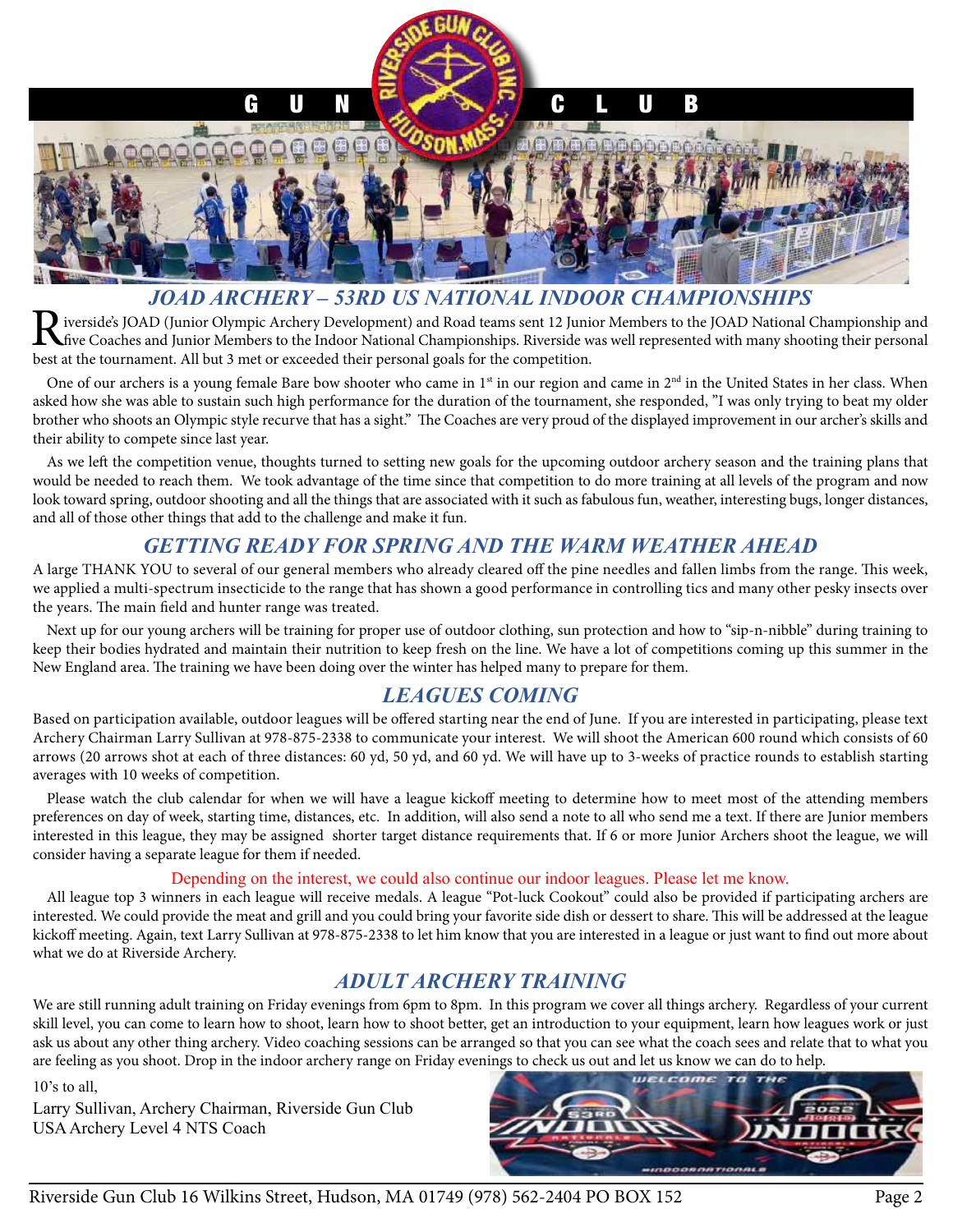## JOAD ARCHERY – 53RD US NATIONAL INDOOR CHAMPIONSHIPS

Riverside's JOAD (Junior Olympic Archery Development) and Road teams sent 12 Junior Members to the JOAD National Championship and five Coaches and Junior Members to the Indoor National Championships. Riverside was well represented with many shooting their personal best at the tournament. All but 3 met or exceeded their personal goals for the competition.

One of our archers is a young female Bare bow shooter who came in 1st in our region and came in 2nd in the United States in her class. When asked how she was able to sustain such high performance for the duration of the tournament, she responded, "I was only trying to beat my older brother who shoots an Olympic style recurve that has a sight." The Coaches are very proud of the displayed improvement in our archer's skills and their ability to compete since last year.

As we left the competition venue, thoughts turned to setting new goals for the upcoming outdoor archery season and the training plans that would be needed to reach them. We took advantage of the time since that competition to do more training at all levels of the program and now look toward spring, outdoor shooting and all the things that are associated with it such as fabulous fun, weather, interesting bugs, longer distances, and all of those other things that add to the challenge and make it fun.

## GETTING READY FOR SPRING AND THE WARM WEATHER AHEAD

A large THANK YOU to several of our general members who already cleared off the pine needles and fallen limbs from the range. This week, we applied a multi-spectrum insecticide to the range that has shown a good performance in controlling tics and many other pesky insects over the years. The main field and hunter range was treated.

Next up for our young archers will be training for proper use of outdoor clothing, sun protection and how to "sip-n-nibble" during training to keep their bodies hydrated and maintain their nutrition to keep fresh on the line. We have a lot of competitions coming up this summer in the New England area. The training we have been doing over the winter has helped many to prepare for them.

## LEAGUES COMING

Based on participation available, outdoor leagues will be offered starting near the end of June. If you are interested in participating, please text Archery Chairman Larry Sullivan at 978-875-2338 to communicate your interest. We will shoot the American 600 round which consists of 60 arrows (20 arrows shot at each of three distances: 60 yd, 50 yd, and 60 yd. We will have up to 3-weeks of practice rounds to establish starting averages with 10 weeks of competition.

Please watch the club calendar for when we will have a league kickoff meeting to determine how to meet most of the attending members preferences on day of week, starting time, distances, etc. In addition, will also send a note to all who send me a text. If there are Junior members interested in this league, they may be assigned shorter target distance requirements that. If 6 or more Junior Archers shoot the league, we will consider having a separate league for them if needed.

Depending on the interest, we could also continue our indoor leagues. Please let me know.

All league top 3 winners in each league will receive medals. A league "Pot-luck Cookout" could also be provided if participating archers are interested. We could provide the meat and grill and you could bring your favorite side dish or dessert to share. This will be addressed at the league kickoff meeting. Again, text Larry Sullivan at 978-875-2338 to let him know that you are interested in a league or just want to find out more about what we do at Riverside Archery.

## ADULT ARCHERY TRAINING

We are still running adult training on Friday evenings from 6pm to 8pm. In this program we cover all things archery. Regardless of your current skill level, you can come to learn how to shoot, learn how to shoot better, get an introduction to your equipment, learn how leagues work or just ask us about any other thing archery. Video coaching sessions can be arranged so that you can see what the coach sees and relate that to what you are feeling as you shoot. Drop in the indoor archery range on Friday evenings to check us out and let us know we can do to help.

10's to all,

Larry Sullivan, Archery Chairman, Riverside Gun Club
USA Archery Level 4 NTS Coach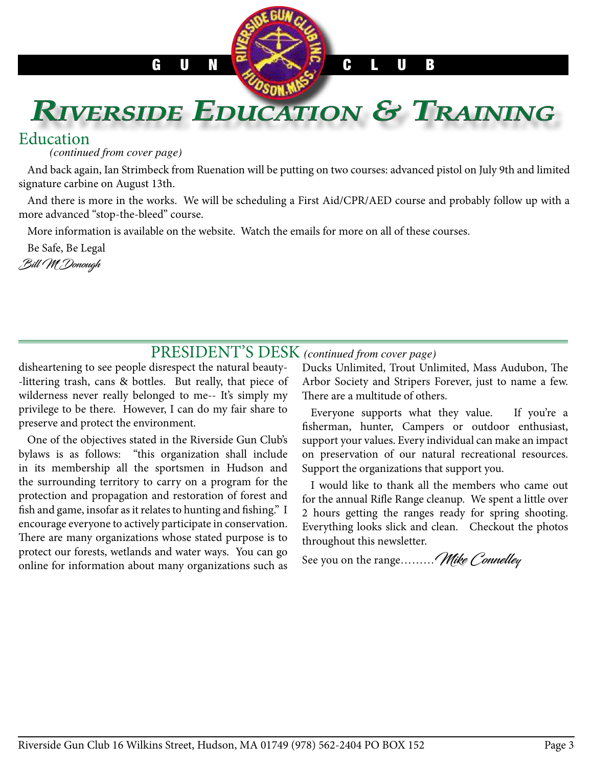# Riverside Education & Training

## Education

*(continued from cover page)*

And back again, Ian Strimbeck from Ruenation will be putting on two courses: advanced pistol on July 9th and limited signature carbine on August 13th.

And there is more in the works. We will be scheduling a First Aid/CPR/AED course and probably follow up with a more advanced "stop-the-bleed" course.

More information is available on the website. Watch the emails for more on all of these courses.

Be Safe, Be Legal

*Bill McDonough*

## PRESIDENT'S DESK *(continued from cover page)*

disheartening to see people disrespect the natural beauty--littering trash, cans & bottles. But really, that piece of wilderness never really belonged to me-- It's simply my privilege to be there. However, I can do my fair share to preserve and protect the environment.

One of the objectives stated in the Riverside Gun Club's bylaws is as follows: "this organization shall include in its membership all the sportsmen in Hudson and the surrounding territory to carry on a program for the protection and propagation and restoration of forest and fish and game, insofar as it relates to hunting and fishing." I encourage everyone to actively participate in conservation. There are many organizations whose stated purpose is to protect our forests, wetlands and water ways. You can go online for information about many organizations such as Ducks Unlimited, Trout Unlimited, Mass Audubon, The Arbor Society and Stripers Forever, just to name a few. There are a multitude of others.

Everyone supports what they value. If you're a fisherman, hunter, Campers or outdoor enthusiast, support your values. Every individual can make an impact on preservation of our natural recreational resources. Support the organizations that support you.

I would like to thank all the members who came out for the annual Rifle Range cleanup. We spent a little over 2 hours getting the ranges ready for spring shooting. Everything looks slick and clean. Checkout the photos throughout this newsletter.

See you on the range.........*Mike Connelley*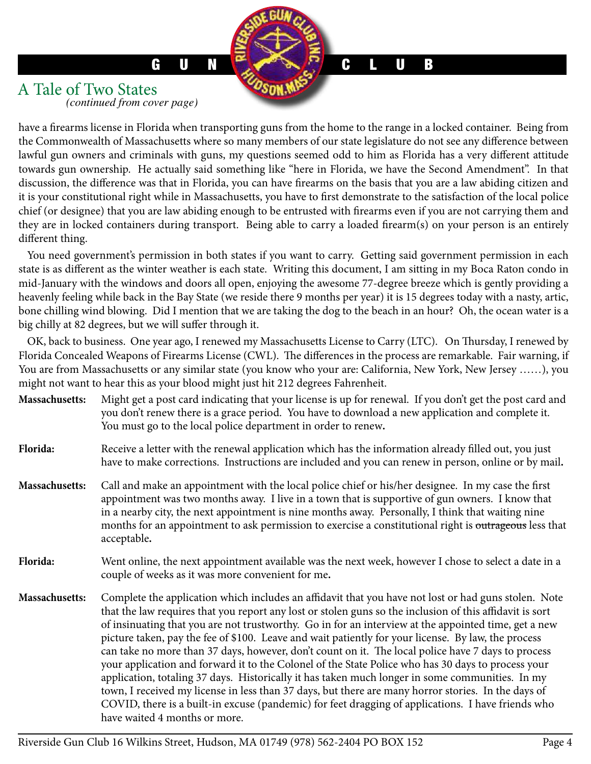## A Tale of Two States

*(continued from cover page)*

have a firearms license in Florida when transporting guns from the home to the range in a locked container. Being from the Commonwealth of Massachusetts where so many members of our state legislature do not see any difference between lawful gun owners and criminals with guns, my questions seemed odd to him as Florida has a very different attitude towards gun ownership. He actually said something like "here in Florida, we have the Second Amendment". In that discussion, the difference was that in Florida, you can have firearms on the basis that you are a law abiding citizen and it is your constitutional right while in Massachusetts, you have to first demonstrate to the satisfaction of the local police chief (or designee) that you are law abiding enough to be entrusted with firearms even if you are not carrying them and they are in locked containers during transport. Being able to carry a loaded firearm(s) on your person is an entirely different thing.

You need government's permission in both states if you want to carry. Getting said government permission in each state is as different as the winter weather is each state. Writing this document, I am sitting in my Boca Raton condo in mid-January with the windows and doors all open, enjoying the awesome 77-degree breeze which is gently providing a heavenly feeling while back in the Bay State (we reside there 9 months per year) it is 15 degrees today with a nasty, artic, bone chilling wind blowing. Did I mention that we are taking the dog to the beach in an hour? Oh, the ocean water is a big chilly at 82 degrees, but we will suffer through it.

OK, back to business. One year ago, I renewed my Massachusetts License to Carry (LTC). On Thursday, I renewed by Florida Concealed Weapons of Firearms License (CWL). The differences in the process are remarkable. Fair warning, if You are from Massachusetts or any similar state (you know who your are: California, New York, New Jersey ……), you might not want to hear this as your blood might just hit 212 degrees Fahrenheit.

**Massachusetts:** Might get a post card indicating that your license is up for renewal. If you don't get the post card and you don't renew there is a grace period. You have to download a new application and complete it. You must go to the local police department in order to renew.

**Florida:** Receive a letter with the renewal application which has the information already filled out, you just have to make corrections. Instructions are included and you can renew in person, online or by mail.

**Massachusetts:** Call and make an appointment with the local police chief or his/her designee. In my case the first appointment was two months away. I live in a town that is supportive of gun owners. I know that in a nearby city, the next appointment is nine months away. Personally, I think that waiting nine months for an appointment to ask permission to exercise a constitutional right is ~~outrageous~~ less that acceptable.

**Florida:** Went online, the next appointment available was the next week, however I chose to select a date in a couple of weeks as it was more convenient for me.

**Massachusetts:** Complete the application which includes an affidavit that you have not lost or had guns stolen. Note that the law requires that you report any lost or stolen guns so the inclusion of this affidavit is sort of insinuating that you are not trustworthy. Go in for an interview at the appointed time, get a new picture taken, pay the fee of $100. Leave and wait patiently for your license. By law, the process can take no more than 37 days, however, don't count on it. The local police have 7 days to process your application and forward it to the Colonel of the State Police who has 30 days to process your application, totaling 37 days. Historically it has taken much longer in some communities. In my town, I received my license in less than 37 days, but there are many horror stories. In the days of COVID, there is a built-in excuse (pandemic) for feet dragging of applications. I have friends who have waited 4 months or more.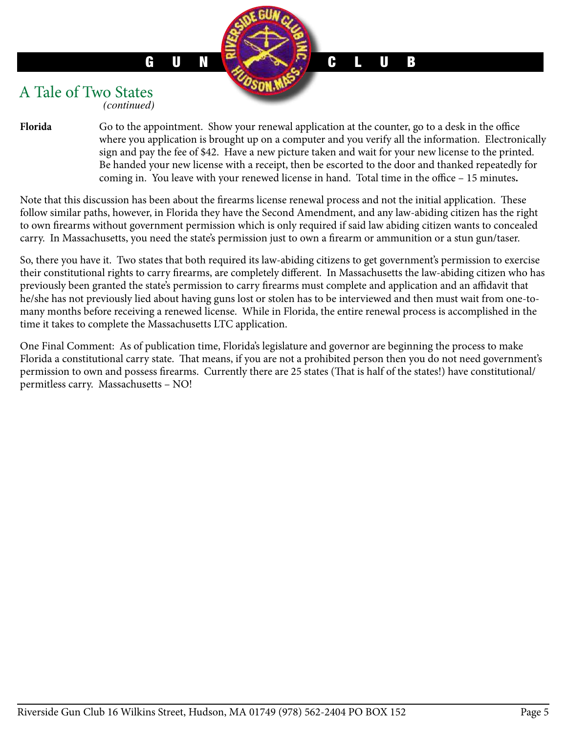## A Tale of Two States

*(continued)*

**Florida** Go to the appointment. Show your renewal application at the counter, go to a desk in the office where you application is brought up on a computer and you verify all the information. Electronically sign and pay the fee of $42. Have a new picture taken and wait for your new license to the printed. Be handed your new license with a receipt, then be escorted to the door and thanked repeatedly for coming in. You leave with your renewed license in hand. Total time in the office – 15 minutes**.**

Note that this discussion has been about the firearms license renewal process and not the initial application. These follow similar paths, however, in Florida they have the Second Amendment, and any law-abiding citizen has the right to own firearms without government permission which is only required if said law abiding citizen wants to concealed carry. In Massachusetts, you need the state's permission just to own a firearm or ammunition or a stun gun/taser.

So, there you have it. Two states that both required its law-abiding citizens to get government's permission to exercise their constitutional rights to carry firearms, are completely different. In Massachusetts the law-abiding citizen who has previously been granted the state's permission to carry firearms must complete and application and an affidavit that he/she has not previously lied about having guns lost or stolen has to be interviewed and then must wait from one-to-many months before receiving a renewed license. While in Florida, the entire renewal process is accomplished in the time it takes to complete the Massachusetts LTC application.

One Final Comment: As of publication time, Florida's legislature and governor are beginning the process to make Florida a constitutional carry state. That means, if you are not a prohibited person then you do not need government's permission to own and possess firearms. Currently there are 25 states (That is half of the states!) have constitutional/permitless carry. Massachusetts – NO!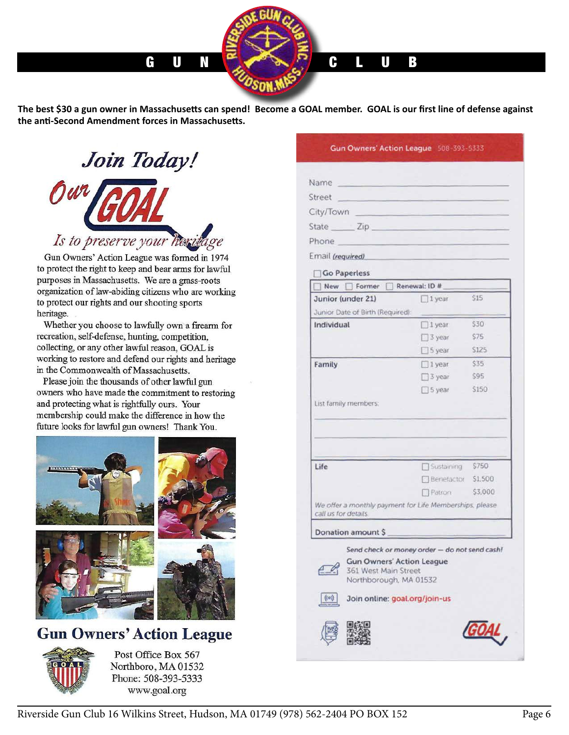**The best $30 a gun owner in Massachusetts can spend! Become a GOAL member. GOAL is our first line of defense against the anti-Second Amendment forces in Massachusetts.**

# Join Today!

## Our GOAL Is to preserve your heritage

Gun Owners' Action League was formed in 1974 to protect the right to keep and bear arms for lawful purposes in Massachusetts. We are a grass-roots organization of law-abiding citizens who are working to protect our rights and our shooting sports heritage.

Whether you choose to lawfully own a firearm for recreation, self-defense, hunting, competition, collecting, or any other lawful reason, GOAL is working to restore and defend our rights and heritage in the Commonwealth of Massachusetts.

Please join the thousands of other lawful gun owners who have made the commitment to restoring and protecting what is rightfully ours. Your membership could make the difference in how the future looks for lawful gun owners! Thank You.

**Gun Owners' Action League**

Post Office Box 567
Northboro, MA 01532
Phone: 508-393-5333
www.goal.org

---

**Gun Owners' Action League** 508-393-5333

Name ______________________

Street ______________________

City/Town ______________________

State _____ Zip ______________________

Phone ______________________

Email *(required)* ______________________

☐ Go Paperless

☐ New ☐ Former ☐ Renewal: ID # ________

| Membership | Term | Price |
|---|---|---|
| Junior (under 21) | ☐ 1 year | $15 |
| Junior Date of Birth (Required): | | |
| Individual | ☐ 1 year | $30 |
| | ☐ 3 year | $75 |
| | ☐ 5 year | $125 |
| Family | ☐ 1 year | $35 |
| | ☐ 3 year | $95 |
| | ☐ 5 year | $150 |
| List family members: | | |
| Life | ☐ Sustaining | $750 |
| | ☐ Benefactor | $1,500 |
| | ☐ Patron | $3,000 |

*We offer a monthly payment for Life Memberships, please call us for details.*

Donation amount $ ________

*Send check or money order — do not send cash!*

Gun Owners' Action League
361 West Main Street
Northborough, MA 01532

Join online: goal.org/join-us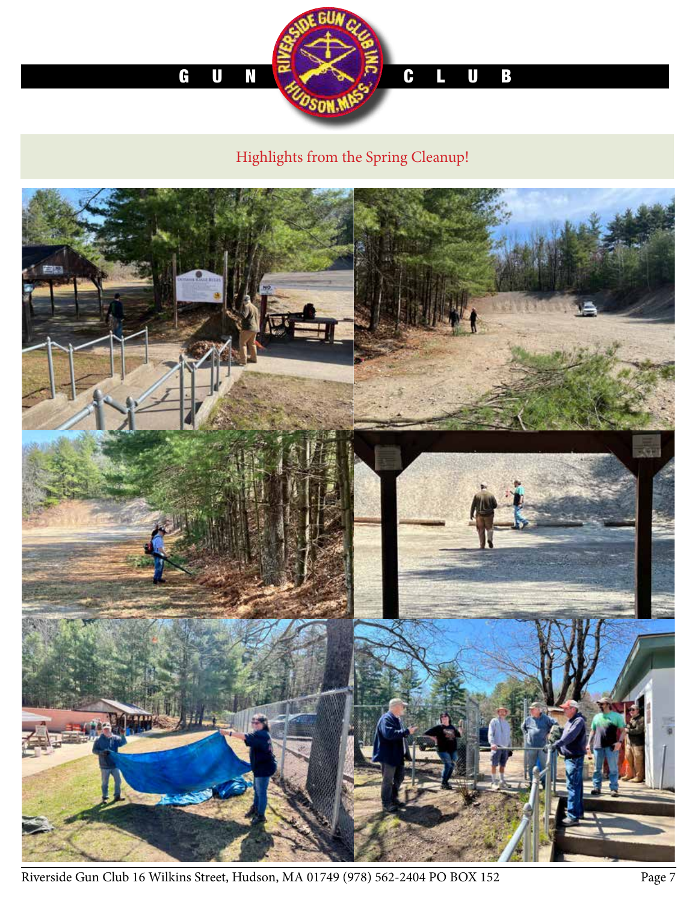## Highlights from the Spring Cleanup!